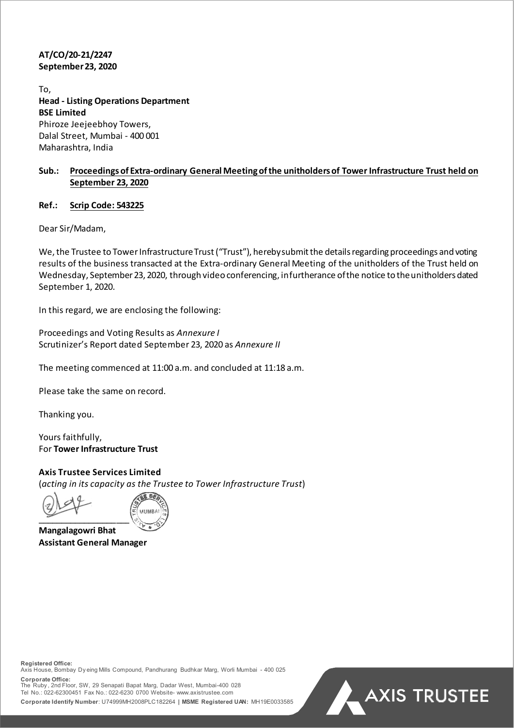**AT/CO/20-21/2247**
**September 23, 2020**

To,
**Head - Listing Operations Department**
**BSE Limited**
Phiroze Jeejeebhoy Towers,
Dalal Street, Mumbai - 400 001
Maharashtra, India

**Sub.: Proceedings of Extra-ordinary General Meeting of the unitholders of Tower Infrastructure Trust held on September 23, 2020**

**Ref.: Scrip Code: 543225**

Dear Sir/Madam,

We, the Trustee to Tower Infrastructure Trust ("Trust"), hereby submit the details regarding proceedings and voting results of the business transacted at the Extra-ordinary General Meeting of the unitholders of the Trust held on Wednesday, September 23, 2020, through video conferencing, in furtherance of the notice to the unitholders dated September 1, 2020.

In this regard, we are enclosing the following:

Proceedings and Voting Results as *Annexure I*
Scrutinizer's Report dated September 23, 2020 as *Annexure II*

The meeting commenced at 11:00 a.m. and concluded at 11:18 a.m.

Please take the same on record.

Thanking you.

Yours faithfully,
For **Tower Infrastructure Trust**

**Axis Trustee Services Limited**
(*acting in its capacity as the Trustee to Tower Infrastructure Trust*)

**Mangalagowri Bhat**
**Assistant General Manager**

**Registered Office:**
Axis House, Bombay Dyeing Mills Compound, Pandhurang Budhkar Marg, Worli Mumbai - 400 025
**Corporate Office:**
The Ruby, 2nd Floor, SW, 29 Senapati Bapat Marg, Dadar West, Mumbai-400 028
Tel No.: 022-62300451 Fax No.: 022-6230 0700 Website- www.axistrustee.com
**Corporate Identify Number**: U74999MH2008PLC182264 | **MSME Registered UAN:** MH19E0033585

AXIS TRUSTEE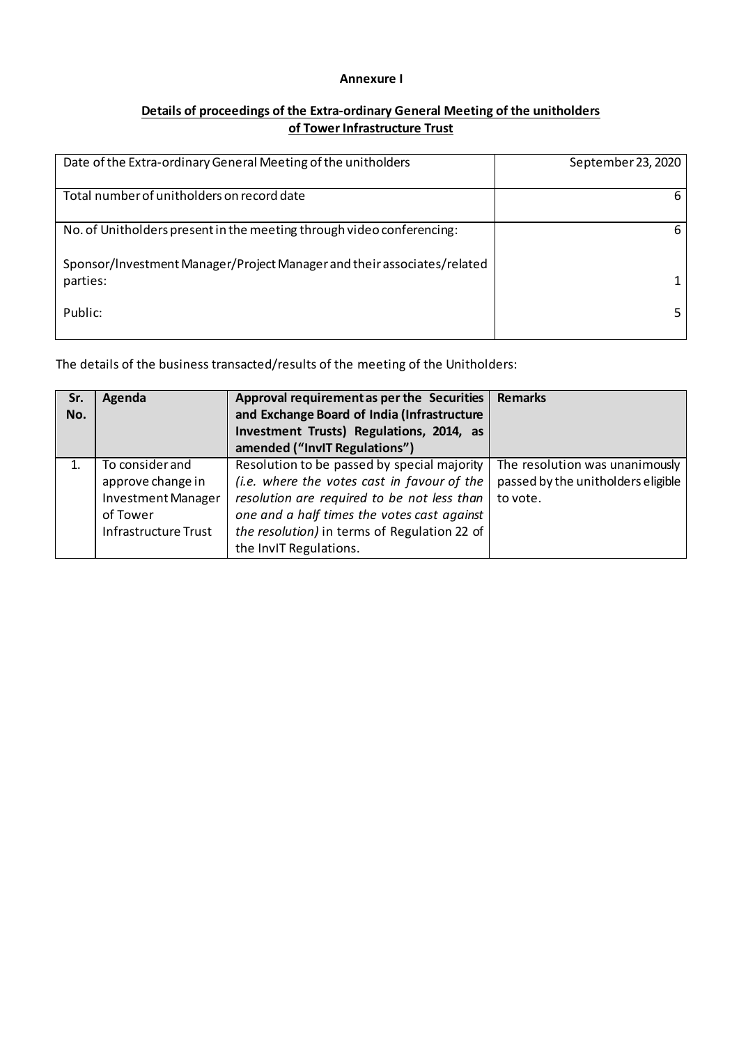**Annexure I**

**Details of proceedings of the Extra-ordinary General Meeting of the unitholders of Tower Infrastructure Trust**

| | |
|---|---|
| Date of the Extra-ordinary General Meeting of the unitholders | September 23, 2020 |
| Total number of unitholders on record date | 6 |
| No. of Unitholders present in the meeting through video conferencing: | 6 |
| Sponsor/Investment Manager/Project Manager and their associates/related parties: | 1 |
| Public: | 5 |

The details of the business transacted/results of the meeting of the Unitholders:

| Sr. No. | Agenda | Approval requirement as per the Securities and Exchange Board of India (Infrastructure Investment Trusts) Regulations, 2014, as amended ("InvIT Regulations") | Remarks |
|---|---|---|---|
| 1. | To consider and approve change in Investment Manager of Tower Infrastructure Trust | Resolution to be passed by special majority *(i.e. where the votes cast in favour of the resolution are required to be not less than one and a half times the votes cast against the resolution)* in terms of Regulation 22 of the InvIT Regulations. | The resolution was unanimously passed by the unitholders eligible to vote. |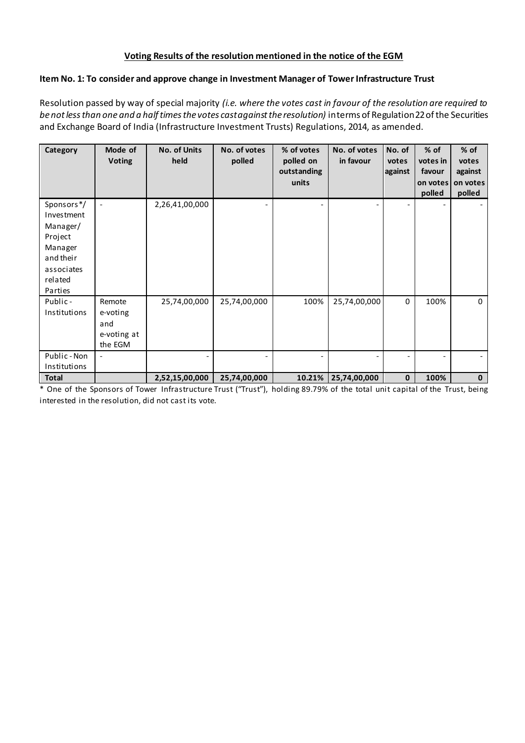## Voting Results of the resolution mentioned in the notice of the EGM

**Item No. 1: To consider and approve change in Investment Manager of Tower Infrastructure Trust**

Resolution passed by way of special majority *(i.e. where the votes cast in favour of the resolution are required to be not less than one and a half times the votes cast against the resolution)* in terms of Regulation 22 of the Securities and Exchange Board of India (Infrastructure Investment Trusts) Regulations, 2014, as amended.

| Category | Mode of Voting | No. of Units held | No. of votes polled | % of votes polled on outstanding units | No. of votes in favour | No. of votes against | % of votes in favour on votes polled | % of votes against on votes polled |
|---|---|---|---|---|---|---|---|---|
| Sponsors*/ Investment Manager/ Project Manager and their associates related Parties | - | 2,26,41,00,000 | - | - | - | - | - | - |
| Public - Institutions | Remote e-voting and e-voting at the EGM | 25,74,00,000 | 25,74,00,000 | 100% | 25,74,00,000 | 0 | 100% | 0 |
| Public - Non Institutions | - | - | - | - | - | - | - | - |
| **Total** | | **2,52,15,00,000** | **25,74,00,000** | **10.21%** | **25,74,00,000** | **0** | **100%** | **0** |

* One of the Sponsors of Tower Infrastructure Trust ("Trust"), holding 89.79% of the total unit capital of the Trust, being interested in the resolution, did not cast its vote.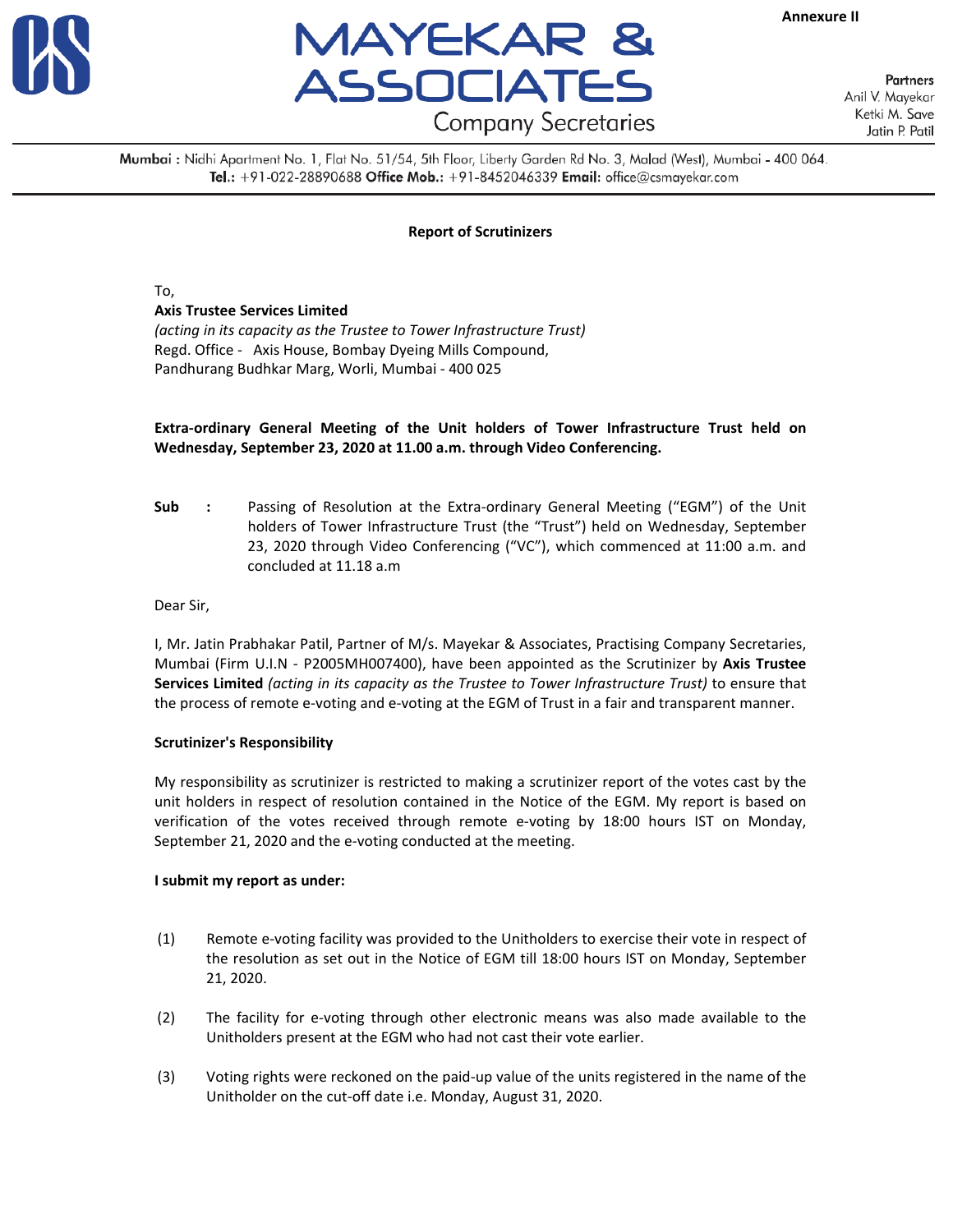Annexure II

# MAYEKAR & ASSOCIATES

Company Secretaries

**Partners**
Anil V. Mayekar
Ketki M. Save
Jatin P. Patil

**Mumbai :** Nidhi Apartment No. 1, Flat No. 51/54, 5th Floor, Liberty Garden Rd No. 3, Malad (West), Mumbai - 400 064.
**Tel.:** +91-022-28890688 **Office Mob.:** +91-8452046339 **Email:** office@csmayekar.com

**Report of Scrutinizers**

To,
**Axis Trustee Services Limited**
*(acting in its capacity as the Trustee to Tower Infrastructure Trust)*
Regd. Office - Axis House, Bombay Dyeing Mills Compound,
Pandhurang Budhkar Marg, Worli, Mumbai - 400 025

**Extra-ordinary General Meeting of the Unit holders of Tower Infrastructure Trust held on Wednesday, September 23, 2020 at 11.00 a.m. through Video Conferencing.**

**Sub :** Passing of Resolution at the Extra-ordinary General Meeting ("EGM") of the Unit holders of Tower Infrastructure Trust (the "Trust") held on Wednesday, September 23, 2020 through Video Conferencing ("VC"), which commenced at 11:00 a.m. and concluded at 11.18 a.m

Dear Sir,

I, Mr. Jatin Prabhakar Patil, Partner of M/s. Mayekar & Associates, Practising Company Secretaries, Mumbai (Firm U.I.N - P2005MH007400), have been appointed as the Scrutinizer by **Axis Trustee Services Limited** *(acting in its capacity as the Trustee to Tower Infrastructure Trust)* to ensure that the process of remote e-voting and e-voting at the EGM of Trust in a fair and transparent manner.

**Scrutinizer's Responsibility**

My responsibility as scrutinizer is restricted to making a scrutinizer report of the votes cast by the unit holders in respect of resolution contained in the Notice of the EGM. My report is based on verification of the votes received through remote e-voting by 18:00 hours IST on Monday, September 21, 2020 and the e-voting conducted at the meeting.

**I submit my report as under:**

(1) Remote e-voting facility was provided to the Unitholders to exercise their vote in respect of the resolution as set out in the Notice of EGM till 18:00 hours IST on Monday, September 21, 2020.

(2) The facility for e-voting through other electronic means was also made available to the Unitholders present at the EGM who had not cast their vote earlier.

(3) Voting rights were reckoned on the paid-up value of the units registered in the name of the Unitholder on the cut-off date i.e. Monday, August 31, 2020.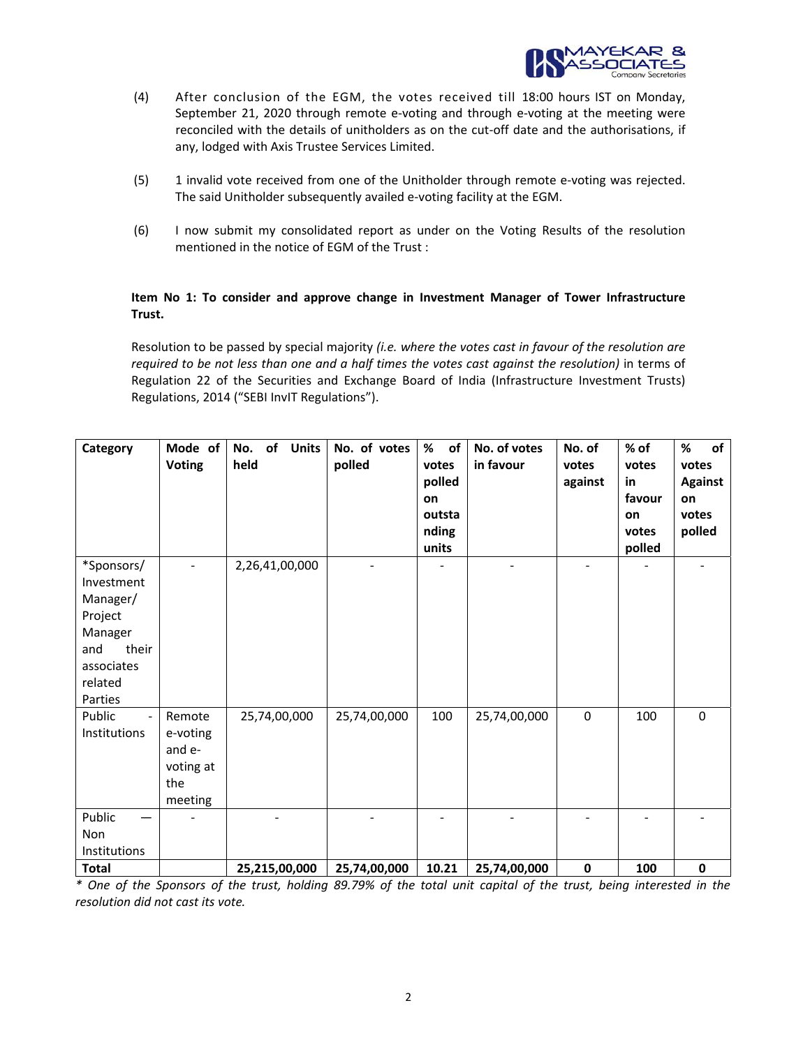(4) After conclusion of the EGM, the votes received till 18:00 hours IST on Monday, September 21, 2020 through remote e-voting and through e-voting at the meeting were reconciled with the details of unitholders as on the cut-off date and the authorisations, if any, lodged with Axis Trustee Services Limited.

(5) 1 invalid vote received from one of the Unitholder through remote e-voting was rejected. The said Unitholder subsequently availed e-voting facility at the EGM.

(6) I now submit my consolidated report as under on the Voting Results of the resolution mentioned in the notice of EGM of the Trust :

**Item No 1: To consider and approve change in Investment Manager of Tower Infrastructure Trust.**

Resolution to be passed by special majority *(i.e. where the votes cast in favour of the resolution are required to be not less than one and a half times the votes cast against the resolution)* in terms of Regulation 22 of the Securities and Exchange Board of India (Infrastructure Investment Trusts) Regulations, 2014 ("SEBI InvIT Regulations").

| Category | Mode of Voting | No. of Units held | No. of votes polled | % of votes polled on outstanding units | No. of votes in favour | No. of votes against | % of votes in favour on votes polled | % of votes Against on votes polled |
|---|---|---|---|---|---|---|---|---|
| *Sponsors/ Investment Manager/ Project Manager and their associates related Parties | - | 2,26,41,00,000 | - | - | - | - | - | - |
| Public - Institutions | Remote e-voting and e-voting at the meeting | 25,74,00,000 | 25,74,00,000 | 100 | 25,74,00,000 | 0 | 100 | 0 |
| Public — Non Institutions | - | - | - | - | - | - | - | - |
| **Total** | | **25,215,00,000** | **25,74,00,000** | **10.21** | **25,74,00,000** | **0** | **100** | **0** |

*\* One of the Sponsors of the trust, holding 89.79% of the total unit capital of the trust, being interested in the resolution did not cast its vote.*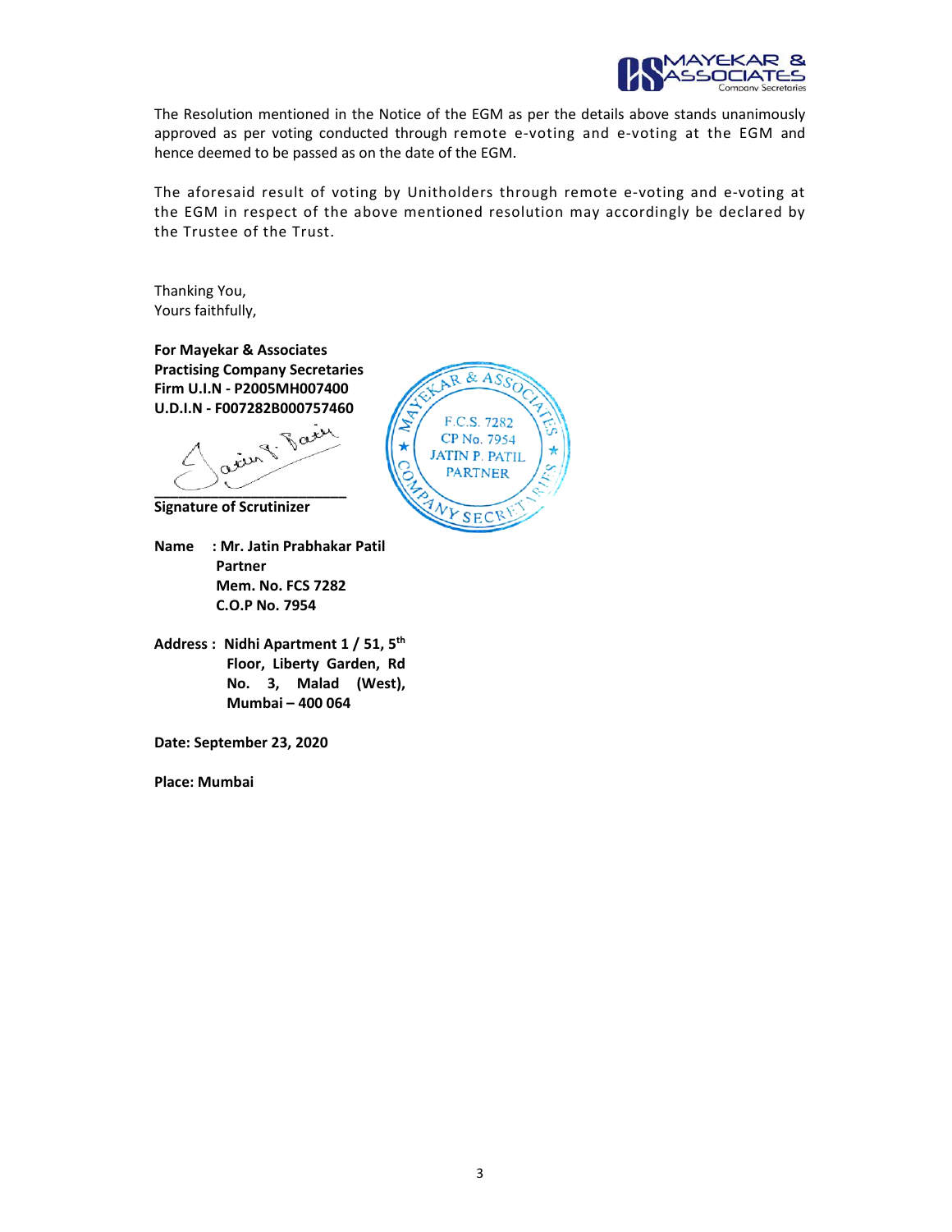The Resolution mentioned in the Notice of the EGM as per the details above stands unanimously approved as per voting conducted through remote e-voting and e-voting at the EGM and hence deemed to be passed as on the date of the EGM.

The aforesaid result of voting by Unitholders through remote e-voting and e-voting at the EGM in respect of the above mentioned resolution may accordingly be declared by the Trustee of the Trust.

Thanking You,
Yours faithfully,

**For Mayekar & Associates**
**Practising Company Secretaries**
**Firm U.I.N - P2005MH007400**
**U.D.I.N - F007282B000757460**

**Signature of Scrutinizer**

**Name : Mr. Jatin Prabhakar Patil**
**Partner**
**Mem. No. FCS 7282**
**C.O.P No. 7954**

**Address : Nidhi Apartment 1 / 51, 5th Floor, Liberty Garden, Rd No. 3, Malad (West), Mumbai – 400 064**

**Date: September 23, 2020**

**Place: Mumbai**